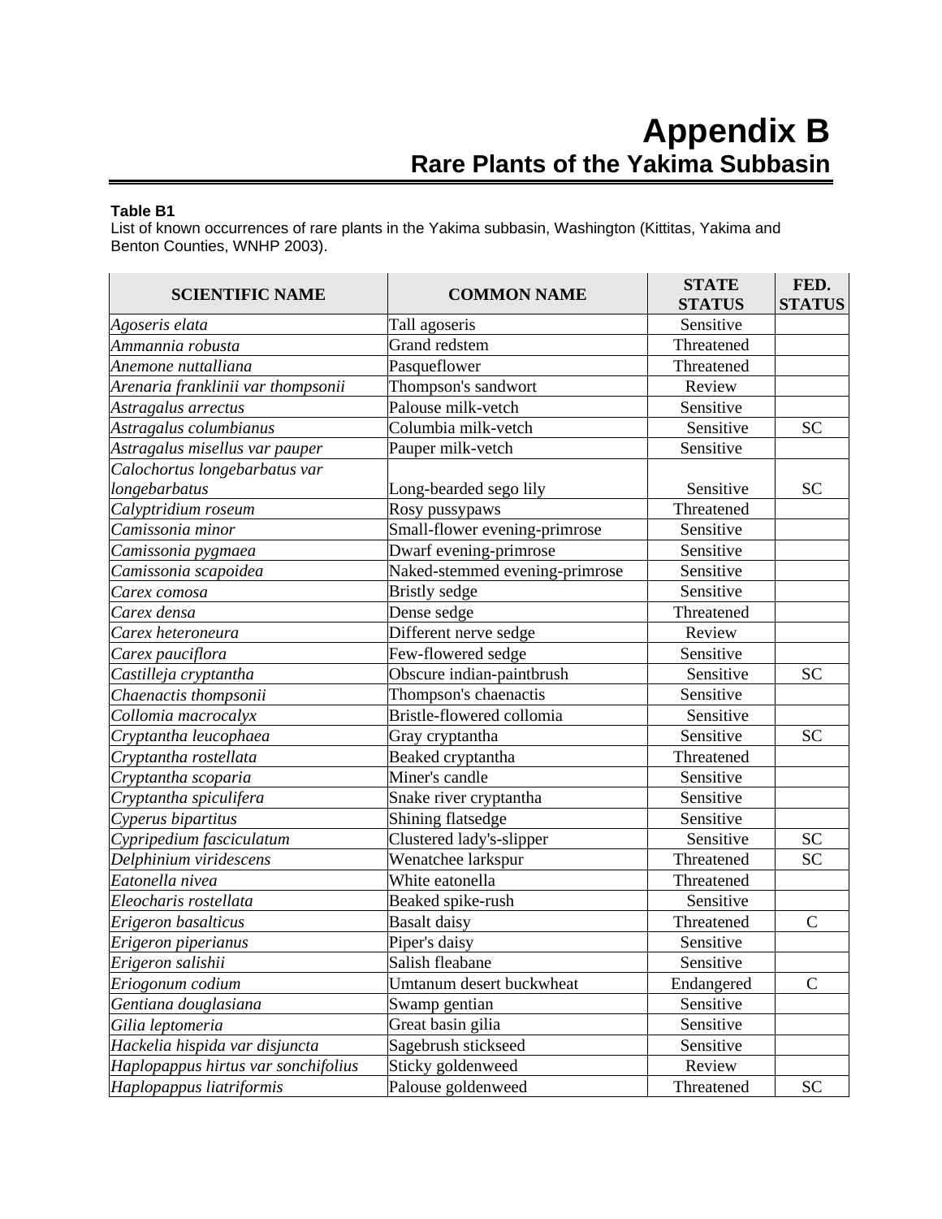# Appendix B
## Rare Plants of the Yakima Subbasin

**Table B1**
List of known occurrences of rare plants in the Yakima subbasin, Washington (Kittitas, Yakima and Benton Counties, WNHP 2003).

| SCIENTIFIC NAME | COMMON NAME | STATE STATUS | FED. STATUS |
|---|---|---|---|
| *Agoseris elata* | Tall agoseris | Sensitive | |
| *Ammannia robusta* | Grand redstem | Threatened | |
| *Anemone nuttalliana* | Pasqueflower | Threatened | |
| *Arenaria franklinii var thompsonii* | Thompson's sandwort | Review | |
| *Astragalus arrectus* | Palouse milk-vetch | Sensitive | |
| *Astragalus columbianus* | Columbia milk-vetch | Sensitive | SC |
| *Astragalus misellus var pauper* | Pauper milk-vetch | Sensitive | |
| *Calochortus longebarbatus var longebarbatus* | Long-bearded sego lily | Sensitive | SC |
| *Calyptridium roseum* | Rosy pussypaws | Threatened | |
| *Camissonia minor* | Small-flower evening-primrose | Sensitive | |
| *Camissonia pygmaea* | Dwarf evening-primrose | Sensitive | |
| *Camissonia scapoidea* | Naked-stemmed evening-primrose | Sensitive | |
| *Carex comosa* | Bristly sedge | Sensitive | |
| *Carex densa* | Dense sedge | Threatened | |
| *Carex heteroneura* | Different nerve sedge | Review | |
| *Carex pauciflora* | Few-flowered sedge | Sensitive | |
| *Castilleja cryptantha* | Obscure indian-paintbrush | Sensitive | SC |
| *Chaenactis thompsonii* | Thompson's chaenactis | Sensitive | |
| *Collomia macrocalyx* | Bristle-flowered collomia | Sensitive | |
| *Cryptantha leucophaea* | Gray cryptantha | Sensitive | SC |
| *Cryptantha rostellata* | Beaked cryptantha | Threatened | |
| *Cryptantha scoparia* | Miner's candle | Sensitive | |
| *Cryptantha spiculifera* | Snake river cryptantha | Sensitive | |
| *Cyperus bipartitus* | Shining flatsedge | Sensitive | |
| *Cypripedium fasciculatum* | Clustered lady's-slipper | Sensitive | SC |
| *Delphinium viridescens* | Wenatchee larkspur | Threatened | SC |
| *Eatonella nivea* | White eatonella | Threatened | |
| *Eleocharis rostellata* | Beaked spike-rush | Sensitive | |
| *Erigeron basalticus* | Basalt daisy | Threatened | C |
| *Erigeron piperianus* | Piper's daisy | Sensitive | |
| *Erigeron salishii* | Salish fleabane | Sensitive | |
| *Eriogonum codium* | Umtanum desert buckwheat | Endangered | C |
| *Gentiana douglasiana* | Swamp gentian | Sensitive | |
| *Gilia leptomeria* | Great basin gilia | Sensitive | |
| *Hackelia hispida var disjuncta* | Sagebrush stickseed | Sensitive | |
| *Haplopappus hirtus var sonchifolius* | Sticky goldenweed | Review | |
| *Haplopappus liatriformis* | Palouse goldenweed | Threatened | SC |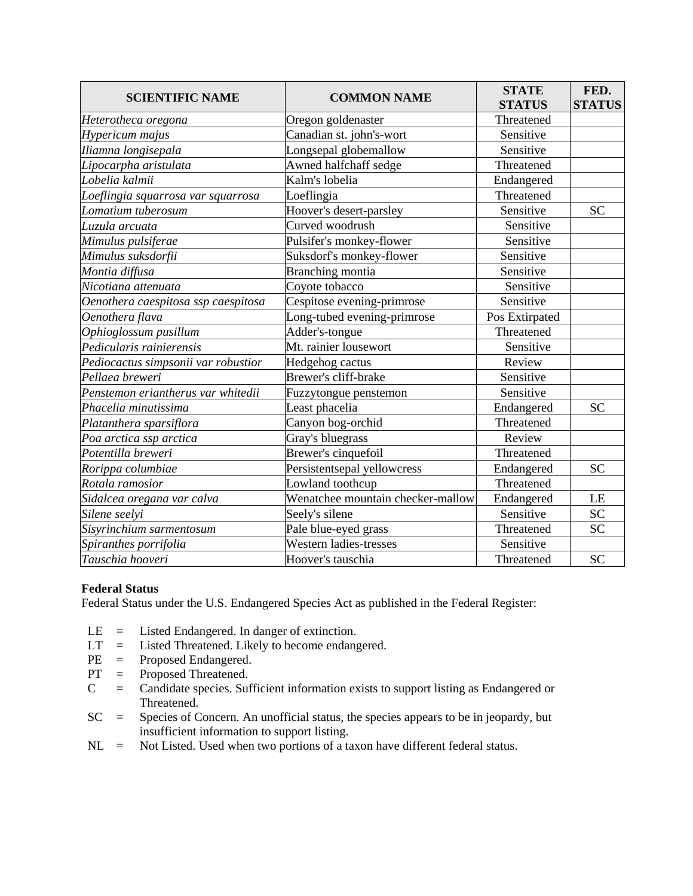| SCIENTIFIC NAME | COMMON NAME | STATE STATUS | FED. STATUS |
|---|---|---|---|
| *Heterotheca oregona* | Oregon goldenaster | Threatened | |
| *Hypericum majus* | Canadian st. john's-wort | Sensitive | |
| *Iliamna longisepala* | Longsepal globemallow | Sensitive | |
| *Lipocarpha aristulata* | Awned halfchaff sedge | Threatened | |
| *Lobelia kalmii* | Kalm's lobelia | Endangered | |
| *Loeflingia squarrosa var squarrosa* | Loeflingia | Threatened | |
| *Lomatium tuberosum* | Hoover's desert-parsley | Sensitive | SC |
| *Luzula arcuata* | Curved woodrush | Sensitive | |
| *Mimulus pulsiferae* | Pulsifer's monkey-flower | Sensitive | |
| *Mimulus suksdorfii* | Suksdorf's monkey-flower | Sensitive | |
| *Montia diffusa* | Branching montia | Sensitive | |
| *Nicotiana attenuata* | Coyote tobacco | Sensitive | |
| *Oenothera caespitosa ssp caespitosa* | Cespitose evening-primrose | Sensitive | |
| *Oenothera flava* | Long-tubed evening-primrose | Pos Extirpated | |
| *Ophioglossum pusillum* | Adder's-tongue | Threatened | |
| *Pedicularis rainierensis* | Mt. rainier lousewort | Sensitive | |
| *Pediocactus simpsonii var robustior* | Hedgehog cactus | Review | |
| *Pellaea breweri* | Brewer's cliff-brake | Sensitive | |
| *Penstemon eriantherus var whitedii* | Fuzzytongue penstemon | Sensitive | |
| *Phacelia minutissima* | Least phacelia | Endangered | SC |
| *Platanthera sparsiflora* | Canyon bog-orchid | Threatened | |
| *Poa arctica ssp arctica* | Gray's bluegrass | Review | |
| *Potentilla breweri* | Brewer's cinquefoil | Threatened | |
| *Rorippa columbiae* | Persistentsepal yellowcress | Endangered | SC |
| *Rotala ramosior* | Lowland toothcup | Threatened | |
| *Sidalcea oregana var calva* | Wenatchee mountain checker-mallow | Endangered | LE |
| *Silene seelyi* | Seely's silene | Sensitive | SC |
| *Sisyrinchium sarmentosum* | Pale blue-eyed grass | Threatened | SC |
| *Spiranthes porrifolia* | Western ladies-tresses | Sensitive | |
| *Tauschia hooveri* | Hoover's tauschia | Threatened | SC |

**Federal Status**

Federal Status under the U.S. Endangered Species Act as published in the Federal Register:

- LE = Listed Endangered. In danger of extinction.
- LT = Listed Threatened. Likely to become endangered.
- PE = Proposed Endangered.
- PT = Proposed Threatened.
- C = Candidate species. Sufficient information exists to support listing as Endangered or Threatened.
- SC = Species of Concern. An unofficial status, the species appears to be in jeopardy, but insufficient information to support listing.
- NL = Not Listed. Used when two portions of a taxon have different federal status.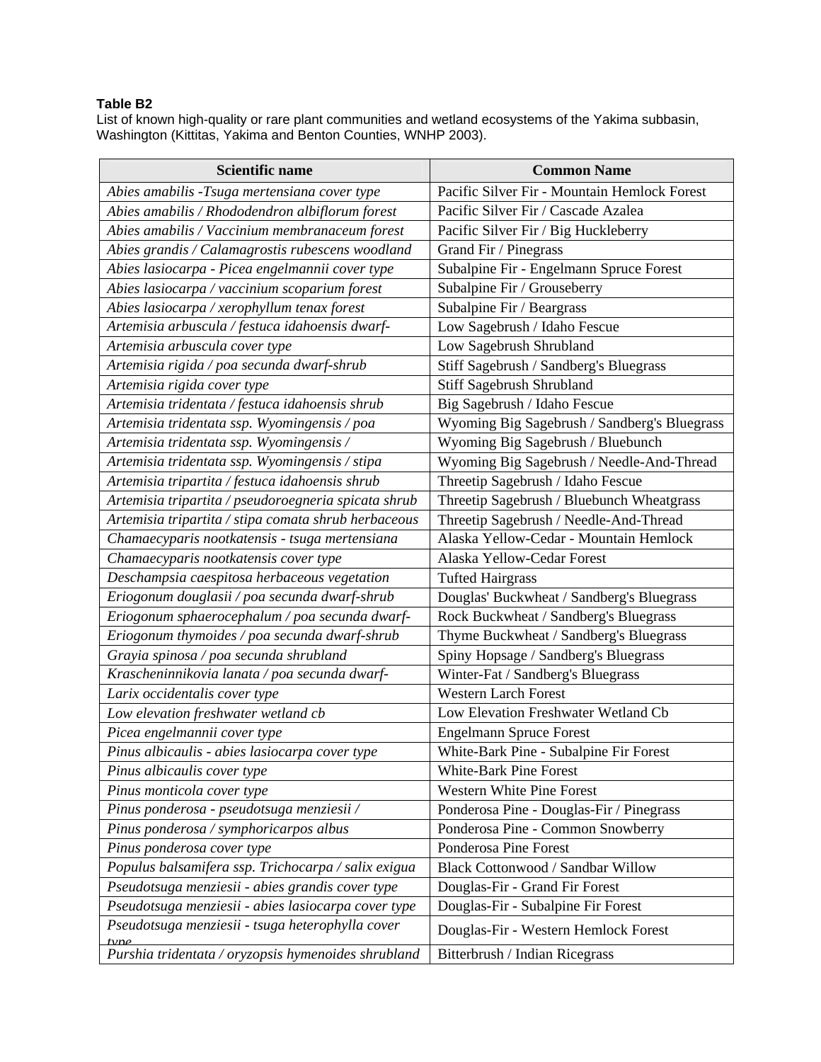**Table B2**
List of known high-quality or rare plant communities and wetland ecosystems of the Yakima subbasin, Washington (Kittitas, Yakima and Benton Counties, WNHP 2003).

| Scientific name | Common Name |
|---|---|
| *Abies amabilis -Tsuga mertensiana cover type* | Pacific Silver Fir - Mountain Hemlock Forest |
| *Abies amabilis / Rhododendron albiflorum forest* | Pacific Silver Fir / Cascade Azalea |
| *Abies amabilis / Vaccinium membranaceum forest* | Pacific Silver Fir / Big Huckleberry |
| *Abies grandis / Calamagrostis rubescens woodland* | Grand Fir / Pinegrass |
| *Abies lasiocarpa - Picea engelmannii cover type* | Subalpine Fir - Engelmann Spruce Forest |
| *Abies lasiocarpa / vaccinium scoparium forest* | Subalpine Fir / Grouseberry |
| *Abies lasiocarpa / xerophyllum tenax forest* | Subalpine Fir / Beargrass |
| *Artemisia arbuscula / festuca idahoensis dwarf-* | Low Sagebrush / Idaho Fescue |
| *Artemisia arbuscula cover type* | Low Sagebrush Shrubland |
| *Artemisia rigida / poa secunda dwarf-shrub* | Stiff Sagebrush / Sandberg's Bluegrass |
| *Artemisia rigida cover type* | Stiff Sagebrush Shrubland |
| *Artemisia tridentata / festuca idahoensis shrub* | Big Sagebrush / Idaho Fescue |
| *Artemisia tridentata ssp. Wyomingensis / poa* | Wyoming Big Sagebrush / Sandberg's Bluegrass |
| *Artemisia tridentata ssp. Wyomingensis /* | Wyoming Big Sagebrush / Bluebunch |
| *Artemisia tridentata ssp. Wyomingensis / stipa* | Wyoming Big Sagebrush / Needle-And-Thread |
| *Artemisia tripartita / festuca idahoensis shrub* | Threetip Sagebrush / Idaho Fescue |
| *Artemisia tripartita / pseudoroegneria spicata shrub* | Threetip Sagebrush / Bluebunch Wheatgrass |
| *Artemisia tripartita / stipa comata shrub herbaceous* | Threetip Sagebrush / Needle-And-Thread |
| *Chamaecyparis nootkatensis - tsuga mertensiana* | Alaska Yellow-Cedar - Mountain Hemlock |
| *Chamaecyparis nootkatensis cover type* | Alaska Yellow-Cedar Forest |
| *Deschampsia caespitosa herbaceous vegetation* | Tufted Hairgrass |
| *Eriogonum douglasii / poa secunda dwarf-shrub* | Douglas' Buckwheat / Sandberg's Bluegrass |
| *Eriogonum sphaerocephalum / poa secunda dwarf-* | Rock Buckwheat / Sandberg's Bluegrass |
| *Eriogonum thymoides / poa secunda dwarf-shrub* | Thyme Buckwheat / Sandberg's Bluegrass |
| *Grayia spinosa / poa secunda shrubland* | Spiny Hopsage / Sandberg's Bluegrass |
| *Krascheninnikovia lanata / poa secunda dwarf-* | Winter-Fat / Sandberg's Bluegrass |
| *Larix occidentalis cover type* | Western Larch Forest |
| *Low elevation freshwater wetland cb* | Low Elevation Freshwater Wetland Cb |
| *Picea engelmannii cover type* | Engelmann Spruce Forest |
| *Pinus albicaulis - abies lasiocarpa cover type* | White-Bark Pine - Subalpine Fir Forest |
| *Pinus albicaulis cover type* | White-Bark Pine Forest |
| *Pinus monticola cover type* | Western White Pine Forest |
| *Pinus ponderosa - pseudotsuga menziesii /* | Ponderosa Pine - Douglas-Fir / Pinegrass |
| *Pinus ponderosa / symphoricarpos albus* | Ponderosa Pine - Common Snowberry |
| *Pinus ponderosa cover type* | Ponderosa Pine Forest |
| *Populus balsamifera ssp. Trichocarpa / salix exigua* | Black Cottonwood / Sandbar Willow |
| *Pseudotsuga menziesii - abies grandis cover type* | Douglas-Fir - Grand Fir Forest |
| *Pseudotsuga menziesii - abies lasiocarpa cover type* | Douglas-Fir - Subalpine Fir Forest |
| *Pseudotsuga menziesii - tsuga heterophylla cover type* | Douglas-Fir - Western Hemlock Forest |
| *Purshia tridentata / oryzopsis hymenoides shrubland* | Bitterbrush / Indian Ricegrass |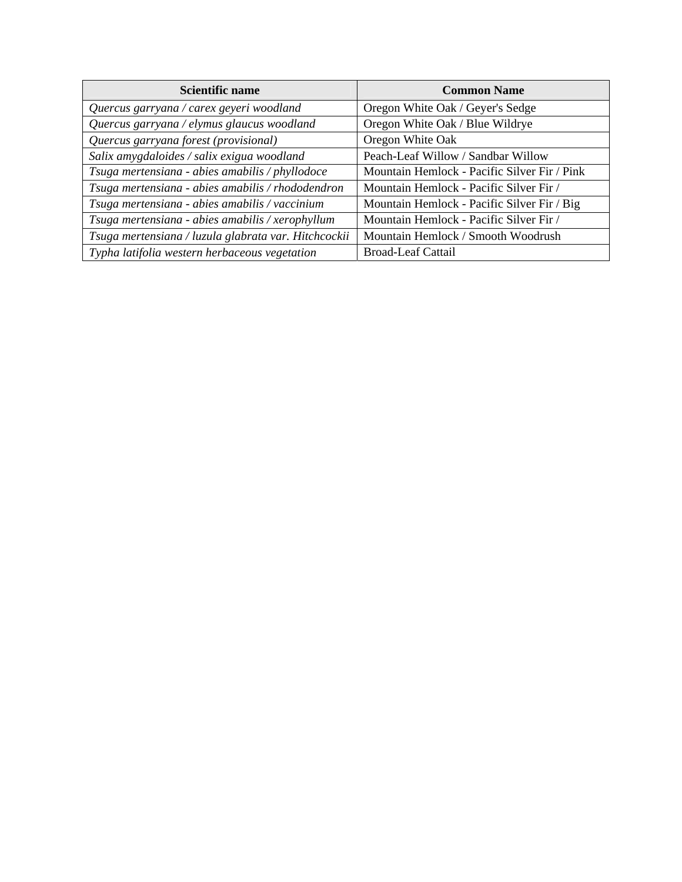| Scientific name | Common Name |
|---|---|
| *Quercus garryana / carex geyeri woodland* | Oregon White Oak / Geyer's Sedge |
| *Quercus garryana / elymus glaucus woodland* | Oregon White Oak / Blue Wildrye |
| *Quercus garryana forest (provisional)* | Oregon White Oak |
| *Salix amygdaloides / salix exigua woodland* | Peach-Leaf Willow / Sandbar Willow |
| *Tsuga mertensiana - abies amabilis / phyllodoce* | Mountain Hemlock - Pacific Silver Fir / Pink |
| *Tsuga mertensiana - abies amabilis / rhododendron* | Mountain Hemlock - Pacific Silver Fir / |
| *Tsuga mertensiana - abies amabilis / vaccinium* | Mountain Hemlock - Pacific Silver Fir / Big |
| *Tsuga mertensiana - abies amabilis / xerophyllum* | Mountain Hemlock - Pacific Silver Fir / |
| *Tsuga mertensiana / luzula glabrata var. Hitchcockii* | Mountain Hemlock / Smooth Woodrush |
| *Typha latifolia western herbaceous vegetation* | Broad-Leaf Cattail |